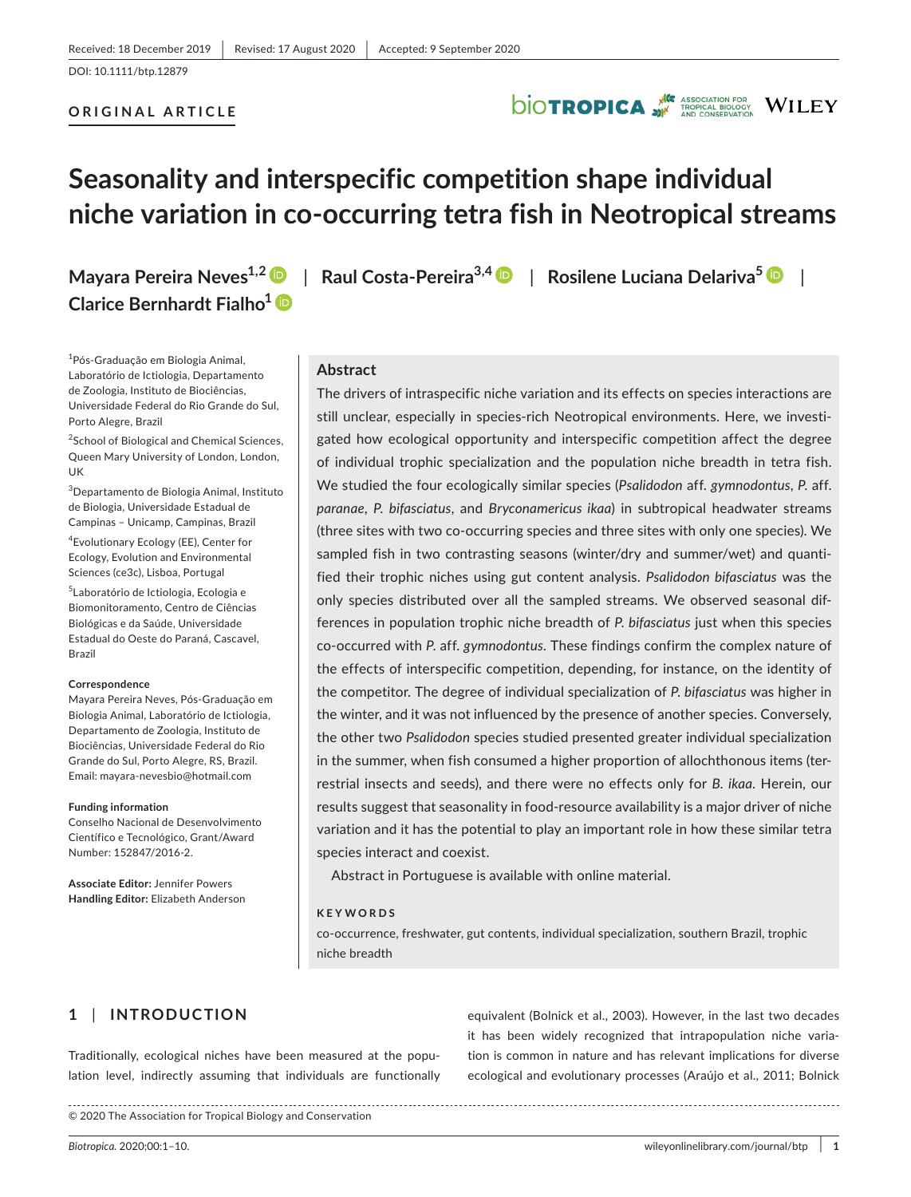Received: 18 December 2019 | Revised: 17 August 2020 | Accepted: 9 September 2020

DOI: 10.1111/btp.12879

**ORIGINAL ARTICLE**

# Seasonality and interspecific competition shape individual niche variation in co-occurring tetra fish in Neotropical streams

**Mayara Pereira Neves**[1,2] | **Raul Costa-Pereira**[3,4] | **Rosilene Luciana Delariva**[5] | **Clarice Bernhardt Fialho**[1]

[1]Pós-Graduação em Biologia Animal, Laboratório de Ictiologia, Departamento de Zoologia, Instituto de Biociências, Universidade Federal do Rio Grande do Sul, Porto Alegre, Brazil

[2]School of Biological and Chemical Sciences, Queen Mary University of London, London, UK

[3]Departamento de Biologia Animal, Instituto de Biologia, Universidade Estadual de Campinas – Unicamp, Campinas, Brazil

[4]Evolutionary Ecology (EE), Center for Ecology, Evolution and Environmental Sciences (ce3c), Lisboa, Portugal

[5]Laboratório de Ictiologia, Ecologia e Biomonitoramento, Centro de Ciências Biológicas e da Saúde, Universidade Estadual do Oeste do Paraná, Cascavel, Brazil

**Correspondence**
Mayara Pereira Neves, Pós-Graduação em Biologia Animal, Laboratório de Ictiologia, Departamento de Zoologia, Instituto de Biociências, Universidade Federal do Rio Grande do Sul, Porto Alegre, RS, Brazil.
Email: mayara-nevesbio@hotmail.com

**Funding information**
Conselho Nacional de Desenvolvimento Científico e Tecnológico, Grant/Award Number: 152847/2016-2.

**Associate Editor:** Jennifer Powers
**Handling Editor:** Elizabeth Anderson

## Abstract

The drivers of intraspecific niche variation and its effects on species interactions are still unclear, especially in species-rich Neotropical environments. Here, we investigated how ecological opportunity and interspecific competition affect the degree of individual trophic specialization and the population niche breadth in tetra fish. We studied the four ecologically similar species (*Psalidodon* aff. *gymnodontus*, *P.* aff. *paranae*, *P. bifasciatus*, and *Bryconamericus ikaa*) in subtropical headwater streams (three sites with two co-occurring species and three sites with only one species). We sampled fish in two contrasting seasons (winter/dry and summer/wet) and quantified their trophic niches using gut content analysis. *Psalidodon bifasciatus* was the only species distributed over all the sampled streams. We observed seasonal differences in population trophic niche breadth of *P. bifasciatus* just when this species co-occurred with *P.* aff. *gymnodontus*. These findings confirm the complex nature of the effects of interspecific competition, depending, for instance, on the identity of the competitor. The degree of individual specialization of *P. bifasciatus* was higher in the winter, and it was not influenced by the presence of another species. Conversely, the other two *Psalidodon* species studied presented greater individual specialization in the summer, when fish consumed a higher proportion of allochthonous items (terrestrial insects and seeds), and there were no effects only for *B. ikaa*. Herein, our results suggest that seasonality in food-resource availability is a major driver of niche variation and it has the potential to play an important role in how these similar tetra species interact and coexist.

Abstract in Portuguese is available with online material.

**KEYWORDS**

co-occurrence, freshwater, gut contents, individual specialization, southern Brazil, trophic niche breadth

## 1 | INTRODUCTION

Traditionally, ecological niches have been measured at the population level, indirectly assuming that individuals are functionally equivalent (Bolnick et al., 2003). However, in the last two decades it has been widely recognized that intrapopulation niche variation is common in nature and has relevant implications for diverse ecological and evolutionary processes (Araújo et al., 2011; Bolnick

© 2020 The Association for Tropical Biology and Conservation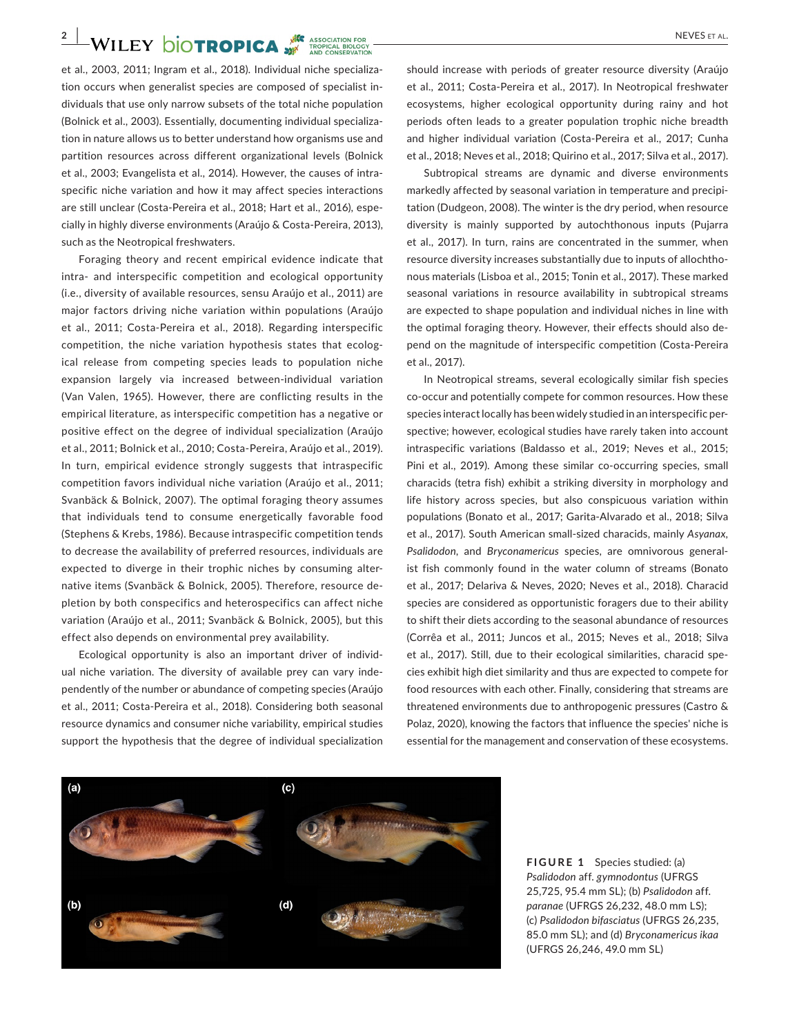et al., 2003, 2011; Ingram et al., 2018). Individual niche specialization occurs when generalist species are composed of specialist individuals that use only narrow subsets of the total niche population (Bolnick et al., 2003). Essentially, documenting individual specialization in nature allows us to better understand how organisms use and partition resources across different organizational levels (Bolnick et al., 2003; Evangelista et al., 2014). However, the causes of intraspecific niche variation and how it may affect species interactions are still unclear (Costa-Pereira et al., 2018; Hart et al., 2016), especially in highly diverse environments (Araújo & Costa-Pereira, 2013), such as the Neotropical freshwaters.

Foraging theory and recent empirical evidence indicate that intra- and interspecific competition and ecological opportunity (i.e., diversity of available resources, sensu Araújo et al., 2011) are major factors driving niche variation within populations (Araújo et al., 2011; Costa-Pereira et al., 2018). Regarding interspecific competition, the niche variation hypothesis states that ecological release from competing species leads to population niche expansion largely via increased between-individual variation (Van Valen, 1965). However, there are conflicting results in the empirical literature, as interspecific competition has a negative or positive effect on the degree of individual specialization (Araújo et al., 2011; Bolnick et al., 2010; Costa-Pereira, Araújo et al., 2019). In turn, empirical evidence strongly suggests that intraspecific competition favors individual niche variation (Araújo et al., 2011; Svanbäck & Bolnick, 2007). The optimal foraging theory assumes that individuals tend to consume energetically favorable food (Stephens & Krebs, 1986). Because intraspecific competition tends to decrease the availability of preferred resources, individuals are expected to diverge in their trophic niches by consuming alternative items (Svanbäck & Bolnick, 2005). Therefore, resource depletion by both conspecifics and heterospecifics can affect niche variation (Araújo et al., 2011; Svanbäck & Bolnick, 2005), but this effect also depends on environmental prey availability.

Ecological opportunity is also an important driver of individual niche variation. The diversity of available prey can vary independently of the number or abundance of competing species (Araújo et al., 2011; Costa-Pereira et al., 2018). Considering both seasonal resource dynamics and consumer niche variability, empirical studies support the hypothesis that the degree of individual specialization should increase with periods of greater resource diversity (Araújo et al., 2011; Costa-Pereira et al., 2017). In Neotropical freshwater ecosystems, higher ecological opportunity during rainy and hot periods often leads to a greater population trophic niche breadth and higher individual variation (Costa-Pereira et al., 2017; Cunha et al., 2018; Neves et al., 2018; Quirino et al., 2017; Silva et al., 2017).

Subtropical streams are dynamic and diverse environments markedly affected by seasonal variation in temperature and precipitation (Dudgeon, 2008). The winter is the dry period, when resource diversity is mainly supported by autochthonous inputs (Pujarra et al., 2017). In turn, rains are concentrated in the summer, when resource diversity increases substantially due to inputs of allochthonous materials (Lisboa et al., 2015; Tonin et al., 2017). These marked seasonal variations in resource availability in subtropical streams are expected to shape population and individual niches in line with the optimal foraging theory. However, their effects should also depend on the magnitude of interspecific competition (Costa-Pereira et al., 2017).

In Neotropical streams, several ecologically similar fish species co-occur and potentially compete for common resources. How these species interact locally has been widely studied in an interspecific perspective; however, ecological studies have rarely taken into account intraspecific variations (Baldasso et al., 2019; Neves et al., 2015; Pini et al., 2019). Among these similar co-occurring species, small characids (tetra fish) exhibit a striking diversity in morphology and life history across species, but also conspicuous variation within populations (Bonato et al., 2017; Garita-Alvarado et al., 2018; Silva et al., 2017). South American small-sized characids, mainly *Asyanax*, *Psalidodon*, and *Bryconamericus* species, are omnivorous generalist fish commonly found in the water column of streams (Bonato et al., 2017; Delariva & Neves, 2020; Neves et al., 2018). Characid species are considered as opportunistic foragers due to their ability to shift their diets according to the seasonal abundance of resources (Corrêa et al., 2011; Juncos et al., 2015; Neves et al., 2018; Silva et al., 2017). Still, due to their ecological similarities, characid species exhibit high diet similarity and thus are expected to compete for food resources with each other. Finally, considering that streams are threatened environments due to anthropogenic pressures (Castro & Polaz, 2020), knowing the factors that influence the species' niche is essential for the management and conservation of these ecosystems.

**FIGURE 1** Species studied: (a) *Psalidodon* aff. *gymnodontus* (UFRGS 25,725, 95.4 mm SL); (b) *Psalidodon* aff. *paranae* (UFRGS 26,232, 48.0 mm LS); (c) *Psalidodon bifasciatus* (UFRGS 26,235, 85.0 mm SL); and (d) *Bryconamericus ikaa* (UFRGS 26,246, 49.0 mm SL)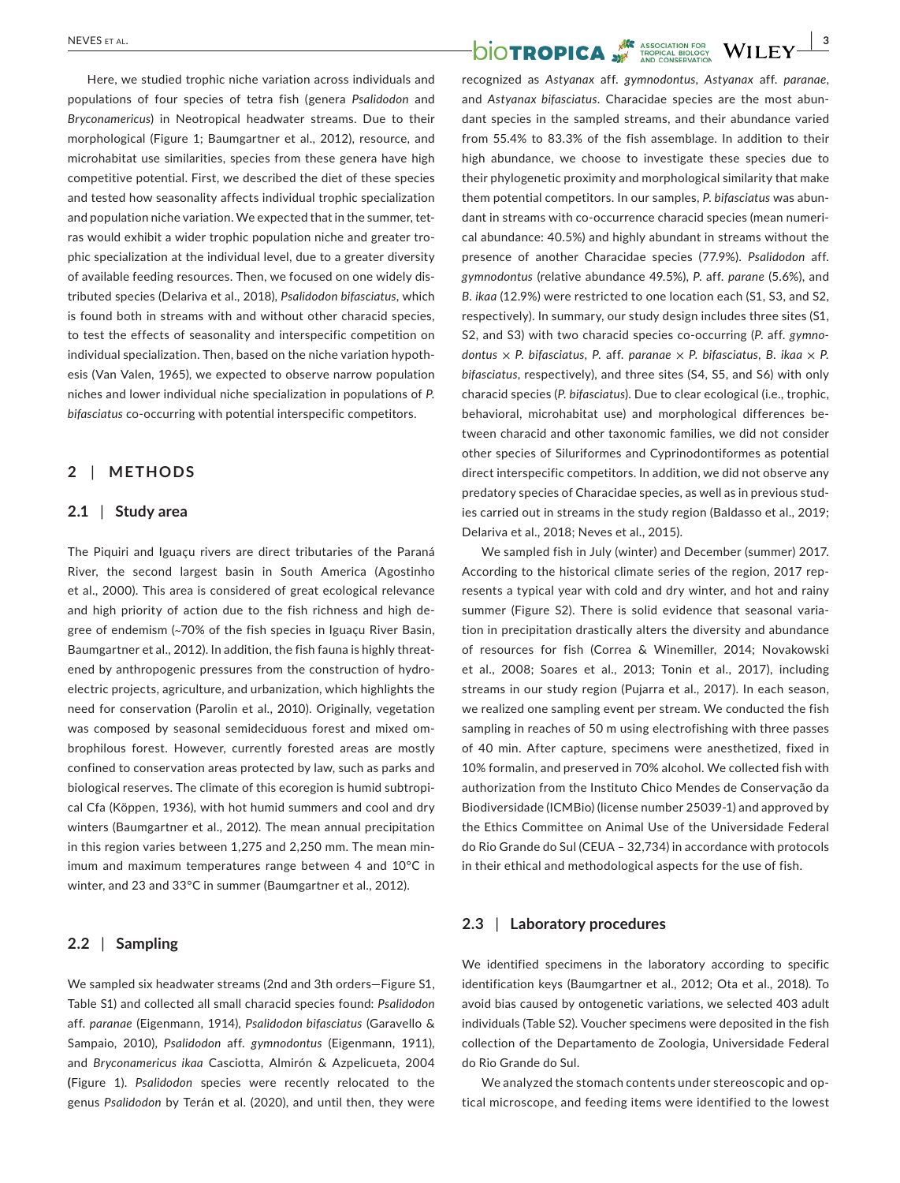Here, we studied trophic niche variation across individuals and populations of four species of tetra fish (genera *Psalidodon* and *Bryconamericus*) in Neotropical headwater streams. Due to their morphological (Figure 1; Baumgartner et al., 2012), resource, and microhabitat use similarities, species from these genera have high competitive potential. First, we described the diet of these species and tested how seasonality affects individual trophic specialization and population niche variation. We expected that in the summer, tetras would exhibit a wider trophic population niche and greater trophic specialization at the individual level, due to a greater diversity of available feeding resources. Then, we focused on one widely distributed species (Delariva et al., 2018), *Psalidodon bifasciatus*, which is found both in streams with and without other characid species, to test the effects of seasonality and interspecific competition on individual specialization. Then, based on the niche variation hypothesis (Van Valen, 1965), we expected to observe narrow population niches and lower individual niche specialization in populations of *P. bifasciatus* co-occurring with potential interspecific competitors.

## 2 | METHODS

### 2.1 | Study area

The Piquiri and Iguaçu rivers are direct tributaries of the Paraná River, the second largest basin in South America (Agostinho et al., 2000). This area is considered of great ecological relevance and high priority of action due to the fish richness and high degree of endemism (~70% of the fish species in Iguaçu River Basin, Baumgartner et al., 2012). In addition, the fish fauna is highly threatened by anthropogenic pressures from the construction of hydroelectric projects, agriculture, and urbanization, which highlights the need for conservation (Parolin et al., 2010). Originally, vegetation was composed by seasonal semideciduous forest and mixed ombrophilous forest. However, currently forested areas are mostly confined to conservation areas protected by law, such as parks and biological reserves. The climate of this ecoregion is humid subtropical Cfa (Köppen, 1936), with hot humid summers and cool and dry winters (Baumgartner et al., 2012). The mean annual precipitation in this region varies between 1,275 and 2,250 mm. The mean minimum and maximum temperatures range between 4 and 10°C in winter, and 23 and 33°C in summer (Baumgartner et al., 2012).

### 2.2 | Sampling

We sampled six headwater streams (2nd and 3th orders—Figure S1, Table S1) and collected all small characid species found: *Psalidodon* aff. *paranae* (Eigenmann, 1914), *Psalidodon bifasciatus* (Garavello & Sampaio, 2010), *Psalidodon* aff. *gymnodontus* (Eigenmann, 1911), and *Bryconamericus ikaa* Casciotta, Almirón & Azpelicueta, 2004 (Figure 1). *Psalidodon* species were recently relocated to the genus *Psalidodon* by Terán et al. (2020), and until then, they were recognized as *Astyanax* aff. *gymnodontus*, *Astyanax* aff. *paranae*, and *Astyanax bifasciatus*. Characidae species are the most abundant species in the sampled streams, and their abundance varied from 55.4% to 83.3% of the fish assemblage. In addition to their high abundance, we choose to investigate these species due to their phylogenetic proximity and morphological similarity that make them potential competitors. In our samples, *P. bifasciatus* was abundant in streams with co-occurrence characid species (mean numerical abundance: 40.5%) and highly abundant in streams without the presence of another Characidae species (77.9%). *Psalidodon* aff. *gymnodontus* (relative abundance 49.5%), *P.* aff. *parane* (5.6%), and *B. ikaa* (12.9%) were restricted to one location each (S1, S3, and S2, respectively). In summary, our study design includes three sites (S1, S2, and S3) with two characid species co-occurring (*P.* aff. *gymnodontus* × *P. bifasciatus*, *P.* aff. *paranae* × *P. bifasciatus*, *B. ikaa* × *P. bifasciatus*, respectively), and three sites (S4, S5, and S6) with only characid species (*P. bifasciatus*). Due to clear ecological (i.e., trophic, behavioral, microhabitat use) and morphological differences between characid and other taxonomic families, we did not consider other species of Siluriformes and Cyprinodontiformes as potential direct interspecific competitors. In addition, we did not observe any predatory species of Characidae species, as well as in previous studies carried out in streams in the study region (Baldasso et al., 2019; Delariva et al., 2018; Neves et al., 2015).

We sampled fish in July (winter) and December (summer) 2017. According to the historical climate series of the region, 2017 represents a typical year with cold and dry winter, and hot and rainy summer (Figure S2). There is solid evidence that seasonal variation in precipitation drastically alters the diversity and abundance of resources for fish (Correa & Winemiller, 2014; Novakowski et al., 2008; Soares et al., 2013; Tonin et al., 2017), including streams in our study region (Pujarra et al., 2017). In each season, we realized one sampling event per stream. We conducted the fish sampling in reaches of 50 m using electrofishing with three passes of 40 min. After capture, specimens were anesthetized, fixed in 10% formalin, and preserved in 70% alcohol. We collected fish with authorization from the Instituto Chico Mendes de Conservação da Biodiversidade (ICMBio) (license number 25039-1) and approved by the Ethics Committee on Animal Use of the Universidade Federal do Rio Grande do Sul (CEUA – 32,734) in accordance with protocols in their ethical and methodological aspects for the use of fish.

### 2.3 | Laboratory procedures

We identified specimens in the laboratory according to specific identification keys (Baumgartner et al., 2012; Ota et al., 2018). To avoid bias caused by ontogenetic variations, we selected 403 adult individuals (Table S2). Voucher specimens were deposited in the fish collection of the Departamento de Zoologia, Universidade Federal do Rio Grande do Sul.

We analyzed the stomach contents under stereoscopic and optical microscope, and feeding items were identified to the lowest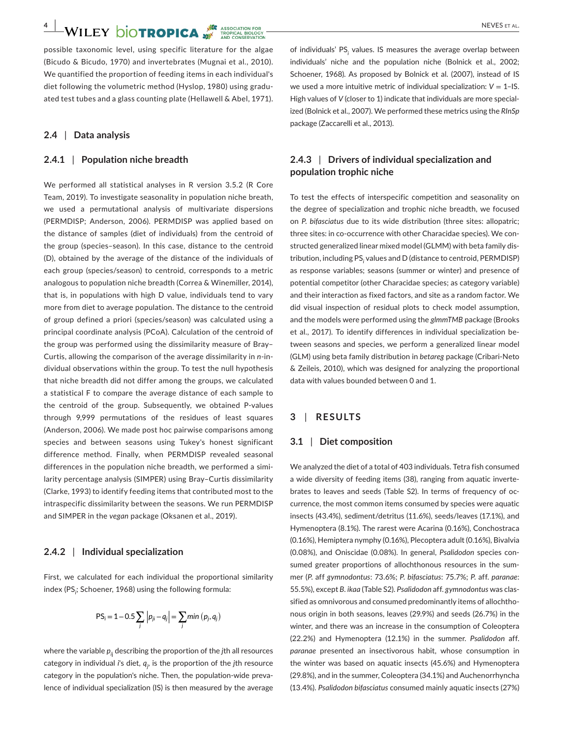possible taxonomic level, using specific literature for the algae (Bicudo & Bicudo, 1970) and invertebrates (Mugnai et al., 2010). We quantified the proportion of feeding items in each individual's diet following the volumetric method (Hyslop, 1980) using graduated test tubes and a glass counting plate (Hellawell & Abel, 1971).

### 2.4 | Data analysis

#### 2.4.1 | Population niche breadth

We performed all statistical analyses in R version 3.5.2 (R Core Team, 2019). To investigate seasonality in population niche breath, we used a permutational analysis of multivariate dispersions (PERMDISP; Anderson, 2006). PERMDISP was applied based on the distance of samples (diet of individuals) from the centroid of the group (species–season). In this case, distance to the centroid (D), obtained by the average of the distance of the individuals of each group (species/season) to centroid, corresponds to a metric analogous to population niche breadth (Correa & Winemiller, 2014), that is, in populations with high D value, individuals tend to vary more from diet to average population. The distance to the centroid of group defined a priori (species/season) was calculated using a principal coordinate analysis (PCoA). Calculation of the centroid of the group was performed using the dissimilarity measure of Bray–Curtis, allowing the comparison of the average dissimilarity in *n*-individual observations within the group. To test the null hypothesis that niche breadth did not differ among the groups, we calculated a statistical F to compare the average distance of each sample to the centroid of the group. Subsequently, we obtained P-values through 9,999 permutations of the residues of least squares (Anderson, 2006). We made post hoc pairwise comparisons among species and between seasons using Tukey's honest significant difference method. Finally, when PERMDISP revealed seasonal differences in the population niche breadth, we performed a similarity percentage analysis (SIMPER) using Bray–Curtis dissimilarity (Clarke, 1993) to identify feeding items that contributed most to the intraspecific dissimilarity between the seasons. We run PERMDISP and SIMPER in the *vegan* package (Oksanen et al., 2019).

#### 2.4.2 | Individual specialization

First, we calculated for each individual the proportional similarity index ($PS_i$; Schoener, 1968) using the following formula:

$$PS_i = 1 - 0.5\sum_j \left|p_{ji} - q_j\right| = \sum_j min\left(p_j, q_j\right)$$

where the variable $p_{ij}$ describing the proportion of the *j*th all resources category in individual *i*'s diet, $q_j$, is the proportion of the *j*th resource category in the population's niche. Then, the population-wide prevalence of individual specialization (IS) is then measured by the average of individuals' $PS_i$ values. IS measures the average overlap between individuals' niche and the population niche (Bolnick et al., 2002; Schoener, 1968). As proposed by Bolnick et al. (2007), instead of IS we used a more intuitive metric of individual specialization: $V = 1–IS$. High values of $V$ (closer to 1) indicate that individuals are more specialized (Bolnick et al., 2007). We performed these metrics using the *RInSp* package (Zaccarelli et al., 2013).

#### 2.4.3 | Drivers of individual specialization and population trophic niche

To test the effects of interspecific competition and seasonality on the degree of specialization and trophic niche breadth, we focused on *P. bifasciatus* due to its wide distribution (three sites: allopatric; three sites: in co-occurrence with other Characidae species). We constructed generalized linear mixed model (GLMM) with beta family distribution, including $PS_i$ values and D (distance to centroid, PERMDISP) as response variables; seasons (summer or winter) and presence of potential competitor (other Characidae species; as category variable) and their interaction as fixed factors, and site as a random factor. We did visual inspection of residual plots to check model assumption, and the models were performed using the *glmmTMB* package (Brooks et al., 2017). To identify differences in individual specialization between seasons and species, we perform a generalized linear model (GLM) using beta family distribution in *betareg* package (Cribari-Neto & Zeileis, 2010), which was designed for analyzing the proportional data with values bounded between 0 and 1.

## 3 | RESULTS

### 3.1 | Diet composition

We analyzed the diet of a total of 403 individuals. Tetra fish consumed a wide diversity of feeding items (38), ranging from aquatic invertebrates to leaves and seeds (Table S2). In terms of frequency of occurrence, the most common items consumed by species were aquatic insects (43.4%), sediment/detritus (11.6%), seeds/leaves (17.1%), and Hymenoptera (8.1%). The rarest were Acarina (0.16%), Conchostraca (0.16%), Hemiptera nymphy (0.16%), Plecoptera adult (0.16%), Bivalvia (0.08%), and Oniscidae (0.08%). In general, *Psalidodon* species consumed greater proportions of allochthonous resources in the summer (*P.* aff *gymnodontus*: 73.6%; *P. bifasciatus*: 75.7%; *P.* aff. *paranae*: 55.5%), except *B. ikaa* (Table S2). *Psalidodon* aff. *gymnodontus* was classified as omnivorous and consumed predominantly items of allochthonous origin in both seasons, leaves (29.9%) and seeds (26.7%) in the winter, and there was an increase in the consumption of Coleoptera (22.2%) and Hymenoptera (12.1%) in the summer. *Psalidodon* aff. *paranae* presented an insectivorous habit, whose consumption in the winter was based on aquatic insects (45.6%) and Hymenoptera (29.8%), and in the summer, Coleoptera (34.1%) and Auchenorrhyncha (13.4%). *Psalidodon bifasciatus* consumed mainly aquatic insects (27%)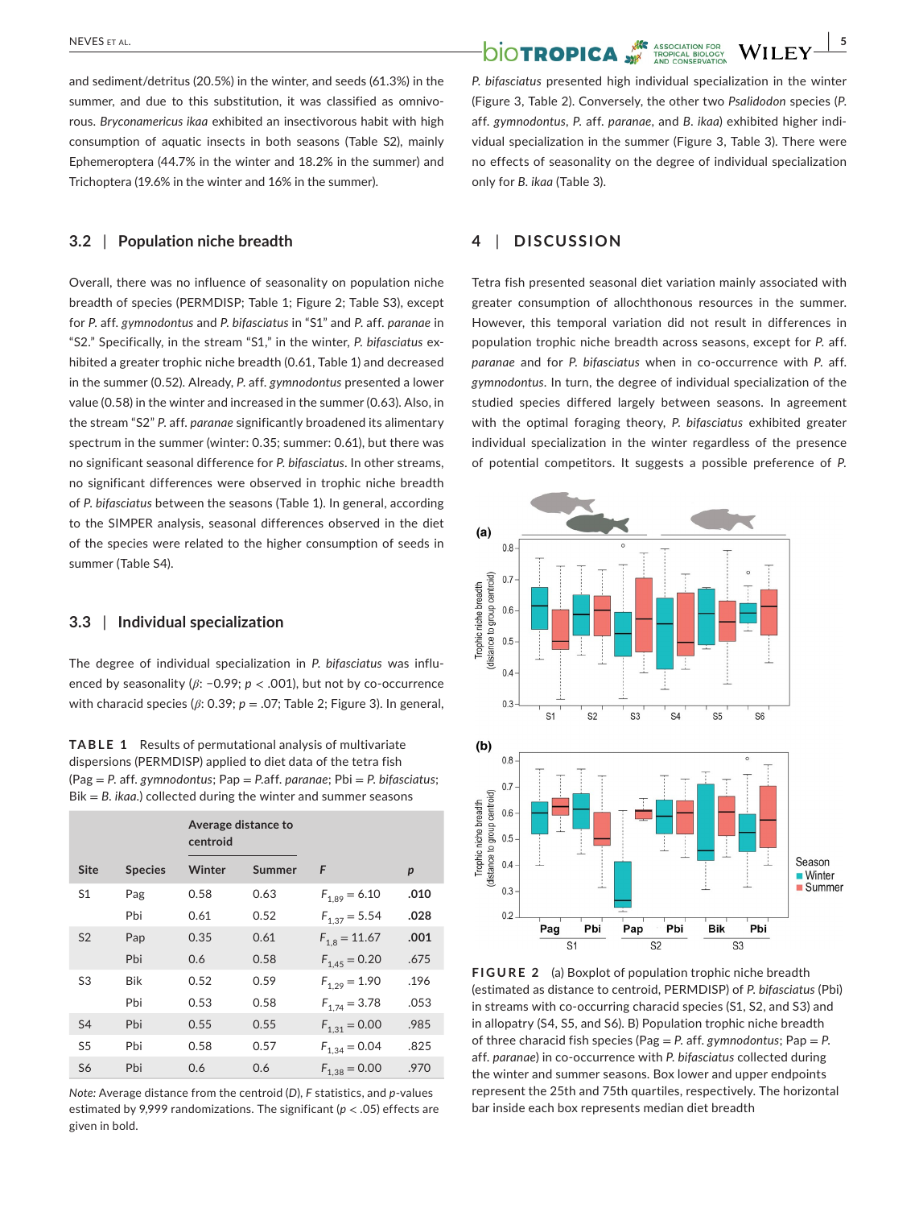and sediment/detritus (20.5%) in the winter, and seeds (61.3%) in the summer, and due to this substitution, it was classified as omnivorous. *Bryconamericus ikaa* exhibited an insectivorous habit with high consumption of aquatic insects in both seasons (Table S2), mainly Ephemeroptera (44.7% in the winter and 18.2% in the summer) and Trichoptera (19.6% in the winter and 16% in the summer).

### 3.2 | Population niche breadth

Overall, there was no influence of seasonality on population niche breadth of species (PERMDISP; Table 1; Figure 2; Table S3), except for *P.* aff. *gymnodontus* and *P. bifasciatus* in "S1" and *P.* aff. *paranae* in "S2." Specifically, in the stream "S1," in the winter, *P. bifasciatus* exhibited a greater trophic niche breadth (0.61, Table 1) and decreased in the summer (0.52). Already, *P.* aff. *gymnodontus* presented a lower value (0.58) in the winter and increased in the summer (0.63). Also, in the stream "S2" *P.* aff. *paranae* significantly broadened its alimentary spectrum in the summer (winter: 0.35; summer: 0.61), but there was no significant seasonal difference for *P. bifasciatus*. In other streams, no significant differences were observed in trophic niche breadth of *P. bifasciatus* between the seasons (Table 1). In general, according to the SIMPER analysis, seasonal differences observed in the diet of the species were related to the higher consumption of seeds in summer (Table S4).

### 3.3 | Individual specialization

The degree of individual specialization in *P. bifasciatus* was influenced by seasonality ($\beta$: −0.99; $p < .001$), but not by co-occurrence with characid species ($\beta$: 0.39; $p = .07$; Table 2; Figure 3). In general, *P. bifasciatus* presented high individual specialization in the winter (Figure 3, Table 2). Conversely, the other two *Psalidodon* species (*P.* aff. *gymnodontus*, *P.* aff. *paranae*, and *B. ikaa*) exhibited higher individual specialization in the summer (Figure 3, Table 3). There were no effects of seasonality on the degree of individual specialization only for *B. ikaa* (Table 3).

**TABLE 1** Results of permutational analysis of multivariate dispersions (PERMDISP) applied to diet data of the tetra fish (Pag = *P.* aff. *gymnodontus*; Pap = *P.*aff. *paranae*; Pbi = *P. bifasciatus*; Bik = *B. ikaa*.) collected during the winter and summer seasons

| | | Average distance to centroid | | | |
|---|---|---|---|---|---|
| Site | Species | Winter | Summer | F | p |
| S1 | Pag | 0.58 | 0.63 | $F_{1,89} = 6.10$ | **.010** |
| | Pbi | 0.61 | 0.52 | $F_{1,37} = 5.54$ | **.028** |
| S2 | Pap | 0.35 | 0.61 | $F_{1,8} = 11.67$ | **.001** |
| | Pbi | 0.6 | 0.58 | $F_{1,45} = 0.20$ | .675 |
| S3 | Bik | 0.52 | 0.59 | $F_{1,29} = 1.90$ | .196 |
| | Pbi | 0.53 | 0.58 | $F_{1,74} = 3.78$ | .053 |
| S4 | Pbi | 0.55 | 0.55 | $F_{1,31} = 0.00$ | .985 |
| S5 | Pbi | 0.58 | 0.57 | $F_{1,34} = 0.04$ | .825 |
| S6 | Pbi | 0.6 | 0.6 | $F_{1,38} = 0.00$ | .970 |

*Note:* Average distance from the centroid (*D*), *F* statistics, and *p*-values estimated by 9,999 randomizations. The significant ($p < .05$) effects are given in bold.

## 4 | DISCUSSION

Tetra fish presented seasonal diet variation mainly associated with greater consumption of allochthonous resources in the summer. However, this temporal variation did not result in differences in population trophic niche breadth across seasons, except for *P.* aff. *paranae* and for *P. bifasciatus* when in co-occurrence with *P.* aff. *gymnodontus*. In turn, the degree of individual specialization of the studied species differed largely between seasons. In agreement with the optimal foraging theory, *P. bifasciatus* exhibited greater individual specialization in the winter regardless of the presence of potential competitors. It suggests a possible preference of *P.*

**FIGURE 2** (a) Boxplot of population trophic niche breadth (estimated as distance to centroid, PERMDISP) of *P. bifasciatus* (Pbi) in streams with co-occurring characid species (S1, S2, and S3) and in allopatry (S4, S5, and S6). B) Population trophic niche breadth of three characid fish species (Pag = *P.* aff. *gymnodontus*; Pap = *P.* aff. *paranae*) in co-occurrence with *P. bifasciatus* collected during the winter and summer seasons. Box lower and upper endpoints represent the 25th and 75th quartiles, respectively. The horizontal bar inside each box represents median diet breadth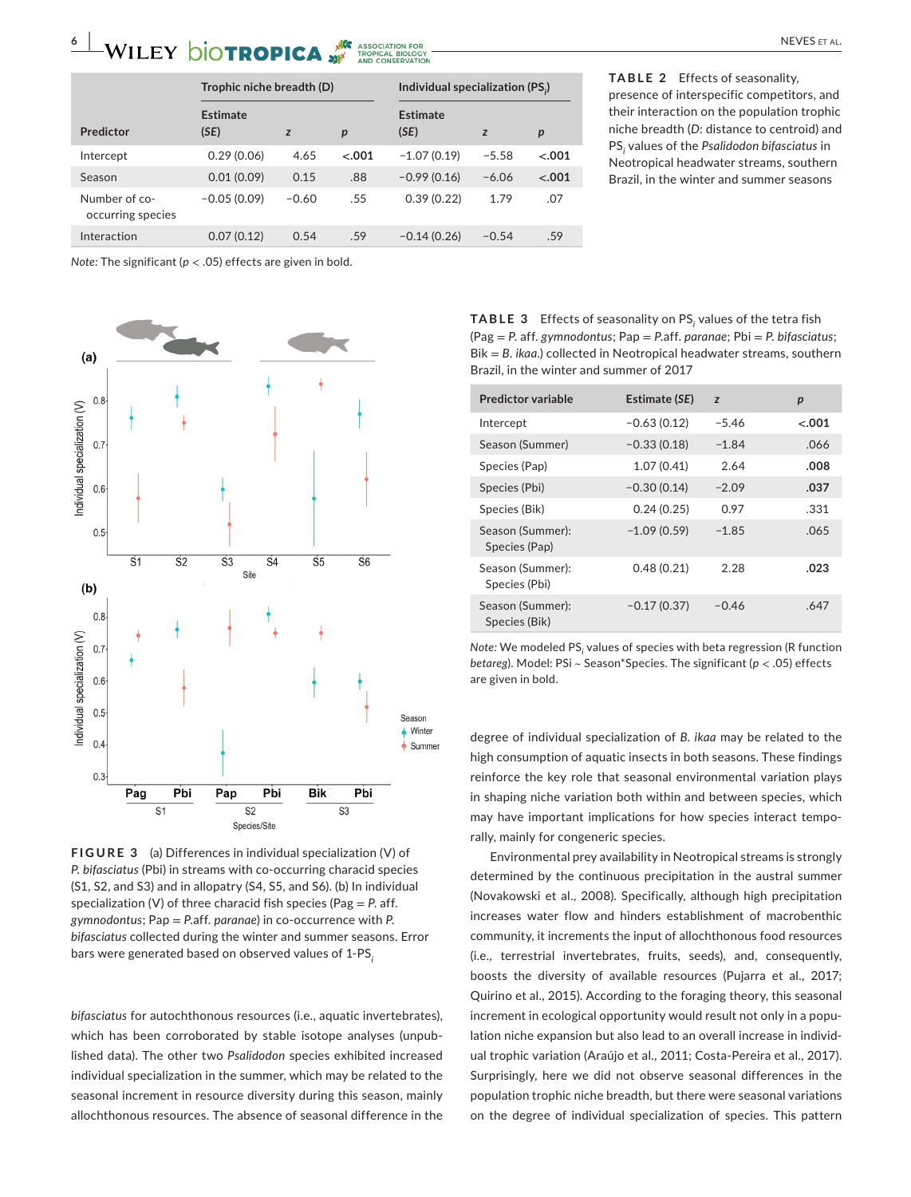**TABLE 2** Effects of seasonality, presence of interspecific competitors, and their interaction on the population trophic niche breadth (*D*: distance to centroid) and $PS_i$ values of the *Psalidodon bifasciatus* in Neotropical headwater streams, southern Brazil, in the winter and summer seasons

| Predictor | Trophic niche breadth (D) | | | Individual specialization ($PS_i$) | | |
|---|---|---|---|---|---|---|
| | Estimate (*SE*) | *z* | *p* | Estimate (*SE*) | *z* | *p* |
| Intercept | 0.29 (0.06) | 4.65 | **<.001** | −1.07 (0.19) | −5.58 | **<.001** |
| Season | 0.01 (0.09) | 0.15 | .88 | −0.99 (0.16) | −6.06 | **<.001** |
| Number of co-occurring species | −0.05 (0.09) | −0.60 | .55 | 0.39 (0.22) | 1.79 | .07 |
| Interaction | 0.07 (0.12) | 0.54 | .59 | −0.14 (0.26) | −0.54 | .59 |

*Note:* The significant ($p < .05$) effects are given in bold.

**FIGURE 3** (a) Differences in individual specialization (V) of *P. bifasciatus* (Pbi) in streams with co-occurring characid species (S1, S2, and S3) and in allopatry (S4, S5, and S6). (b) In individual specialization (V) of three characid fish species (Pag = *P.* aff. *gymnodontus*; Pap = *P.*aff. *paranae*) in co-occurrence with *P. bifasciatus* collected during the winter and summer seasons. Error bars were generated based on observed values of 1-$PS_i$

**TABLE 3** Effects of seasonality on $PS_i$ values of the tetra fish (Pag = *P.* aff. *gymnodontus*; Pap = *P.*aff. *paranae*; Pbi = *P. bifasciatus*; Bik = *B. ikaa*.) collected in Neotropical headwater streams, southern Brazil, in the winter and summer of 2017

| Predictor variable | Estimate (SE) | z | p |
|---|---|---|---|
| Intercept | −0.63 (0.12) | −5.46 | **<.001** |
| Season (Summer) | −0.33 (0.18) | −1.84 | .066 |
| Species (Pap) | 1.07 (0.41) | 2.64 | **.008** |
| Species (Pbi) | −0.30 (0.14) | −2.09 | **.037** |
| Species (Bik) | 0.24 (0.25) | 0.97 | .331 |
| Season (Summer): Species (Pap) | −1.09 (0.59) | −1.85 | .065 |
| Season (Summer): Species (Pbi) | 0.48 (0.21) | 2.28 | **.023** |
| Season (Summer): Species (Bik) | −0.17 (0.37) | −0.46 | .647 |

*Note:* We modeled $PS_i$ values of species with beta regression (R function *betareg*). Model: PSi ~ Season*Species. The significant ($p < .05$) effects are given in bold.

*bifasciatus* for autochthonous resources (i.e., aquatic invertebrates), which has been corroborated by stable isotope analyses (unpublished data). The other two *Psalidodon* species exhibited increased individual specialization in the summer, which may be related to the seasonal increment in resource diversity during this season, mainly allochthonous resources. The absence of seasonal difference in the degree of individual specialization of *B. ikaa* may be related to the high consumption of aquatic insects in both seasons. These findings reinforce the key role that seasonal environmental variation plays in shaping niche variation both within and between species, which may have important implications for how species interact temporally, mainly for congeneric species.

Environmental prey availability in Neotropical streams is strongly determined by the continuous precipitation in the austral summer (Novakowski et al., 2008). Specifically, although high precipitation increases water flow and hinders establishment of macrobenthic community, it increments the input of allochthonous food resources (i.e., terrestrial invertebrates, fruits, seeds), and, consequently, boosts the diversity of available resources (Pujarra et al., 2017; Quirino et al., 2015). According to the foraging theory, this seasonal increment in ecological opportunity would result not only in a population niche expansion but also lead to an overall increase in individual trophic variation (Araújo et al., 2011; Costa-Pereira et al., 2017). Surprisingly, here we did not observe seasonal differences in the population trophic niche breadth, but there were seasonal variations on the degree of individual specialization of species. This pattern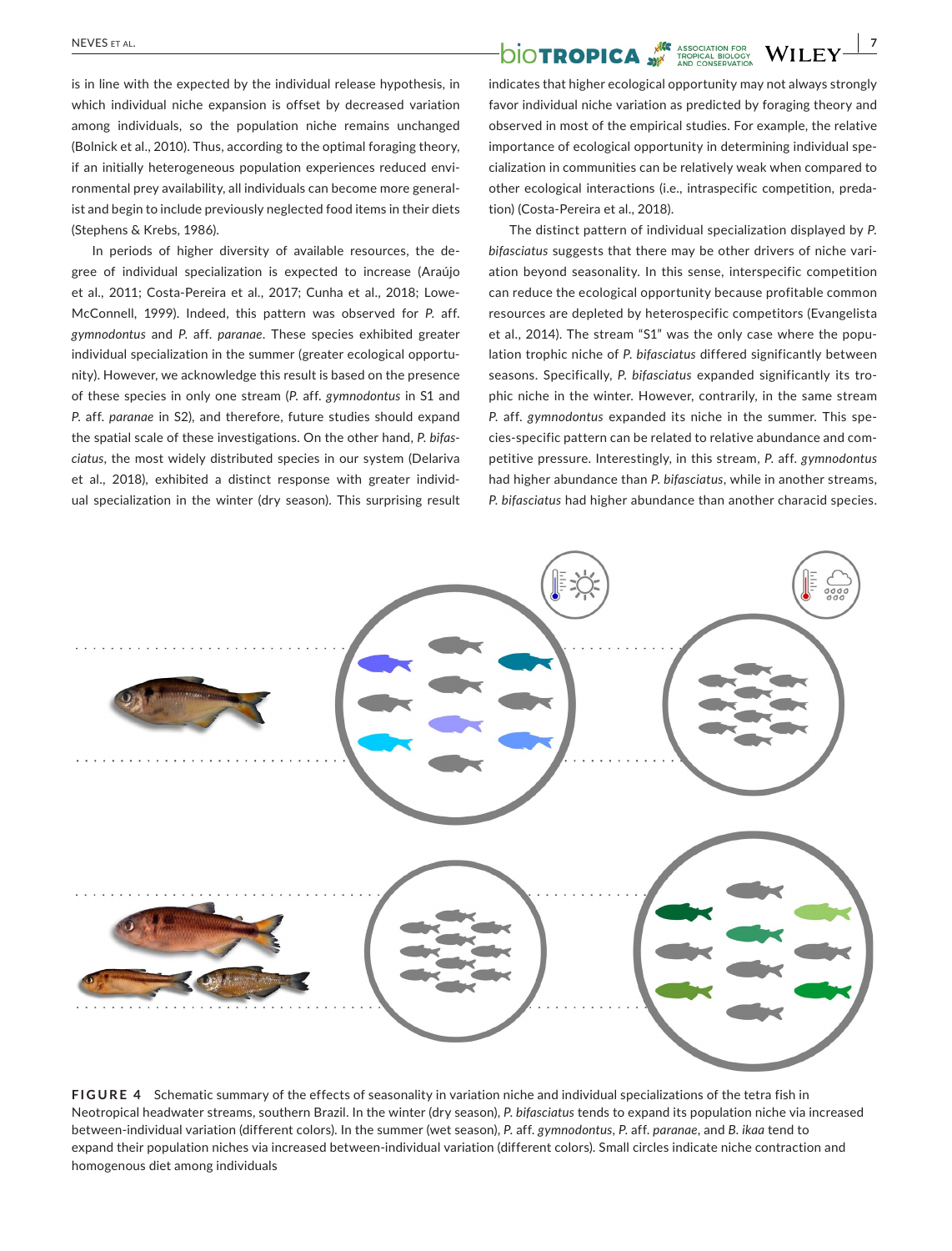is in line with the expected by the individual release hypothesis, in which individual niche expansion is offset by decreased variation among individuals, so the population niche remains unchanged (Bolnick et al., 2010). Thus, according to the optimal foraging theory, if an initially heterogeneous population experiences reduced environmental prey availability, all individuals can become more generalist and begin to include previously neglected food items in their diets (Stephens & Krebs, 1986).

In periods of higher diversity of available resources, the degree of individual specialization is expected to increase (Araújo et al., 2011; Costa-Pereira et al., 2017; Cunha et al., 2018; Lowe-McConnell, 1999). Indeed, this pattern was observed for *P.* aff. *gymnodontus* and *P.* aff. *paranae*. These species exhibited greater individual specialization in the summer (greater ecological opportunity). However, we acknowledge this result is based on the presence of these species in only one stream (*P.* aff. *gymnodontus* in S1 and *P.* aff. *paranae* in S2), and therefore, future studies should expand the spatial scale of these investigations. On the other hand, *P. bifasciatus*, the most widely distributed species in our system (Delariva et al., 2018), exhibited a distinct response with greater individual specialization in the winter (dry season). This surprising result indicates that higher ecological opportunity may not always strongly favor individual niche variation as predicted by foraging theory and observed in most of the empirical studies. For example, the relative importance of ecological opportunity in determining individual specialization in communities can be relatively weak when compared to other ecological interactions (i.e., intraspecific competition, predation) (Costa-Pereira et al., 2018).

The distinct pattern of individual specialization displayed by *P. bifasciatus* suggests that there may be other drivers of niche variation beyond seasonality. In this sense, interspecific competition can reduce the ecological opportunity because profitable common resources are depleted by heterospecific competitors (Evangelista et al., 2014). The stream "S1" was the only case where the population trophic niche of *P. bifasciatus* differed significantly between seasons. Specifically, *P. bifasciatus* expanded significantly its trophic niche in the winter. However, contrarily, in the same stream *P.* aff. *gymnodontus* expanded its niche in the summer. This species-specific pattern can be related to relative abundance and competitive pressure. Interestingly, in this stream, *P.* aff. *gymnodontus* had higher abundance than *P. bifasciatus*, while in another streams, *P. bifasciatus* had higher abundance than another characid species.

**FIGURE 4** Schematic summary of the effects of seasonality in variation niche and individual specializations of the tetra fish in Neotropical headwater streams, southern Brazil. In the winter (dry season), *P. bifasciatus* tends to expand its population niche via increased between-individual variation (different colors). In the summer (wet season), *P.* aff. *gymnodontus*, *P.* aff. *paranae*, and *B. ikaa* tend to expand their population niches via increased between-individual variation (different colors). Small circles indicate niche contraction and homogenous diet among individuals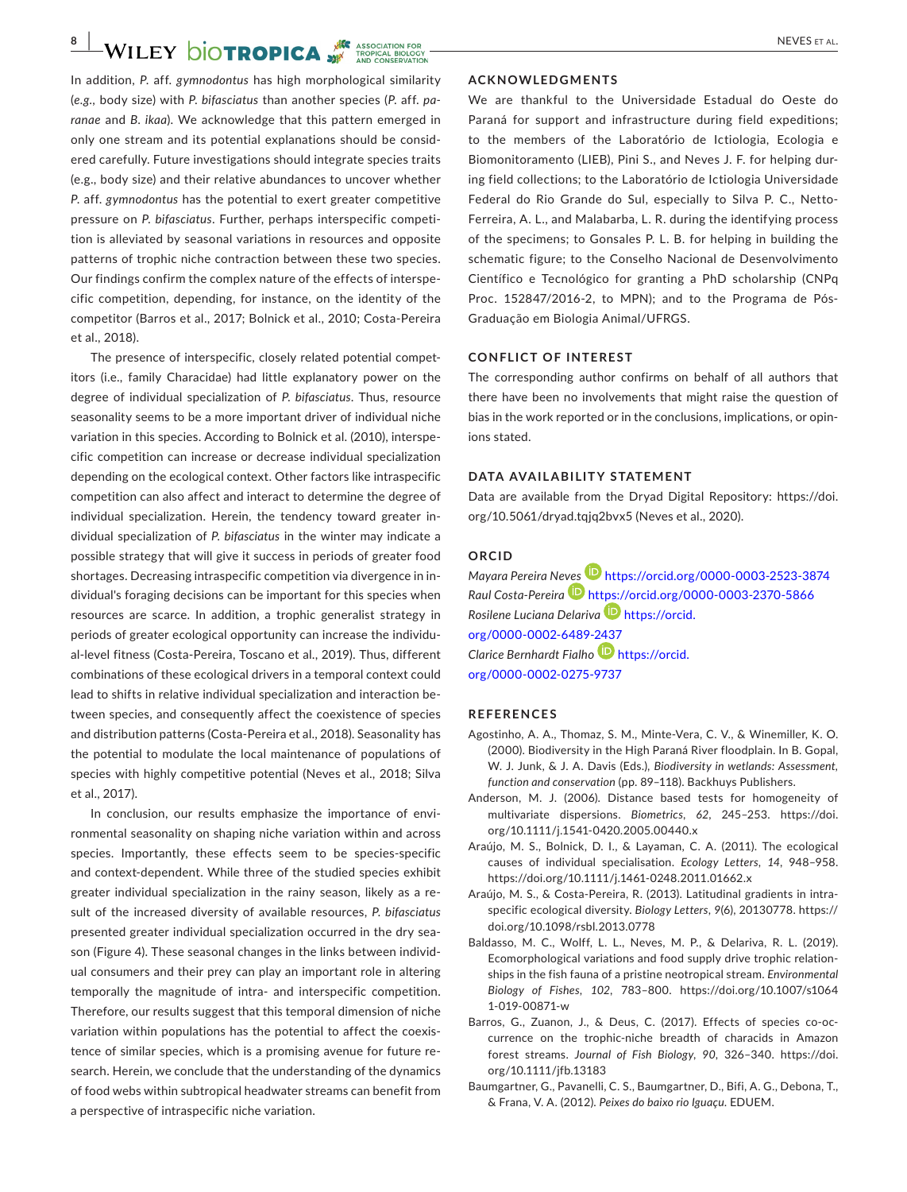In addition, *P.* aff. *gymnodontus* has high morphological similarity (*e.g.*, body size) with *P. bifasciatus* than another species (*P.* aff. *paranae* and *B. ikaa*). We acknowledge that this pattern emerged in only one stream and its potential explanations should be considered carefully. Future investigations should integrate species traits (e.g., body size) and their relative abundances to uncover whether *P.* aff. *gymnodontus* has the potential to exert greater competitive pressure on *P. bifasciatus*. Further, perhaps interspecific competition is alleviated by seasonal variations in resources and opposite patterns of trophic niche contraction between these two species. Our findings confirm the complex nature of the effects of interspecific competition, depending, for instance, on the identity of the competitor (Barros et al., 2017; Bolnick et al., 2010; Costa-Pereira et al., 2018).

The presence of interspecific, closely related potential competitors (i.e., family Characidae) had little explanatory power on the degree of individual specialization of *P. bifasciatus*. Thus, resource seasonality seems to be a more important driver of individual niche variation in this species. According to Bolnick et al. (2010), interspecific competition can increase or decrease individual specialization depending on the ecological context. Other factors like intraspecific competition can also affect and interact to determine the degree of individual specialization. Herein, the tendency toward greater individual specialization of *P. bifasciatus* in the winter may indicate a possible strategy that will give it success in periods of greater food shortages. Decreasing intraspecific competition via divergence in individual's foraging decisions can be important for this species when resources are scarce. In addition, a trophic generalist strategy in periods of greater ecological opportunity can increase the individual-level fitness (Costa-Pereira, Toscano et al., 2019). Thus, different combinations of these ecological drivers in a temporal context could lead to shifts in relative individual specialization and interaction between species, and consequently affect the coexistence of species and distribution patterns (Costa-Pereira et al., 2018). Seasonality has the potential to modulate the local maintenance of populations of species with highly competitive potential (Neves et al., 2018; Silva et al., 2017).

In conclusion, our results emphasize the importance of environmental seasonality on shaping niche variation within and across species. Importantly, these effects seem to be species-specific and context-dependent. While three of the studied species exhibit greater individual specialization in the rainy season, likely as a result of the increased diversity of available resources, *P. bifasciatus* presented greater individual specialization occurred in the dry season (Figure 4). These seasonal changes in the links between individual consumers and their prey can play an important role in altering temporally the magnitude of intra- and interspecific competition. Therefore, our results suggest that this temporal dimension of niche variation within populations has the potential to affect the coexistence of similar species, which is a promising avenue for future research. Herein, we conclude that the understanding of the dynamics of food webs within subtropical headwater streams can benefit from a perspective of intraspecific niche variation.

## ACKNOWLEDGMENTS

We are thankful to the Universidade Estadual do Oeste do Paraná for support and infrastructure during field expeditions; to the members of the Laboratório de Ictiologia, Ecologia e Biomonitoramento (LIEB), Pini S., and Neves J. F. for helping during field collections; to the Laboratório de Ictiologia Universidade Federal do Rio Grande do Sul, especially to Silva P. C., Netto-Ferreira, A. L., and Malabarba, L. R. during the identifying process of the specimens; to Gonsales P. L. B. for helping in building the schematic figure; to the Conselho Nacional de Desenvolvimento Científico e Tecnológico for granting a PhD scholarship (CNPq Proc. 152847/2016-2, to MPN); and to the Programa de Pós-Graduação em Biologia Animal/UFRGS.

## CONFLICT OF INTEREST

The corresponding author confirms on behalf of all authors that there have been no involvements that might raise the question of bias in the work reported or in the conclusions, implications, or opinions stated.

## DATA AVAILABILITY STATEMENT

Data are available from the Dryad Digital Repository: https://doi.org/10.5061/dryad.tqjq2bvx5 (Neves et al., 2020).

## ORCID

*Mayara Pereira Neves* https://orcid.org/0000-0003-2523-3874
*Raul Costa-Pereira* https://orcid.org/0000-0003-2370-5866
*Rosilene Luciana Delariva* https://orcid.org/0000-0002-6489-2437
*Clarice Bernhardt Fialho* https://orcid.org/0000-0002-0275-9737

## REFERENCES

Agostinho, A. A., Thomaz, S. M., Minte-Vera, C. V., & Winemiller, K. O. (2000). Biodiversity in the High Paraná River floodplain. In B. Gopal, W. J. Junk, & J. A. Davis (Eds.), *Biodiversity in wetlands: Assessment, function and conservation* (pp. 89–118). Backhuys Publishers.

Anderson, M. J. (2006). Distance based tests for homogeneity of multivariate dispersions. *Biometrics*, *62*, 245–253. https://doi.org/10.1111/j.1541-0420.2005.00440.x

Araújo, M. S., Bolnick, D. I., & Layaman, C. A. (2011). The ecological causes of individual specialisation. *Ecology Letters*, *14*, 948–958. https://doi.org/10.1111/j.1461-0248.2011.01662.x

Araújo, M. S., & Costa-Pereira, R. (2013). Latitudinal gradients in intraspecific ecological diversity. *Biology Letters*, *9*(6), 20130778. https://doi.org/10.1098/rsbl.2013.0778

Baldasso, M. C., Wolff, L. L., Neves, M. P., & Delariva, R. L. (2019). Ecomorphological variations and food supply drive trophic relationships in the fish fauna of a pristine neotropical stream. *Environmental Biology of Fishes*, *102*, 783–800. https://doi.org/10.1007/s10641-019-00871-w

Barros, G., Zuanon, J., & Deus, C. (2017). Effects of species co-occurrence on the trophic-niche breadth of characids in Amazon forest streams. *Journal of Fish Biology*, *90*, 326–340. https://doi.org/10.1111/jfb.13183

Baumgartner, G., Pavanelli, C. S., Baumgartner, D., Bifi, A. G., Debona, T., & Frana, V. A. (2012). *Peixes do baixo rio Iguaçu*. EDUEM.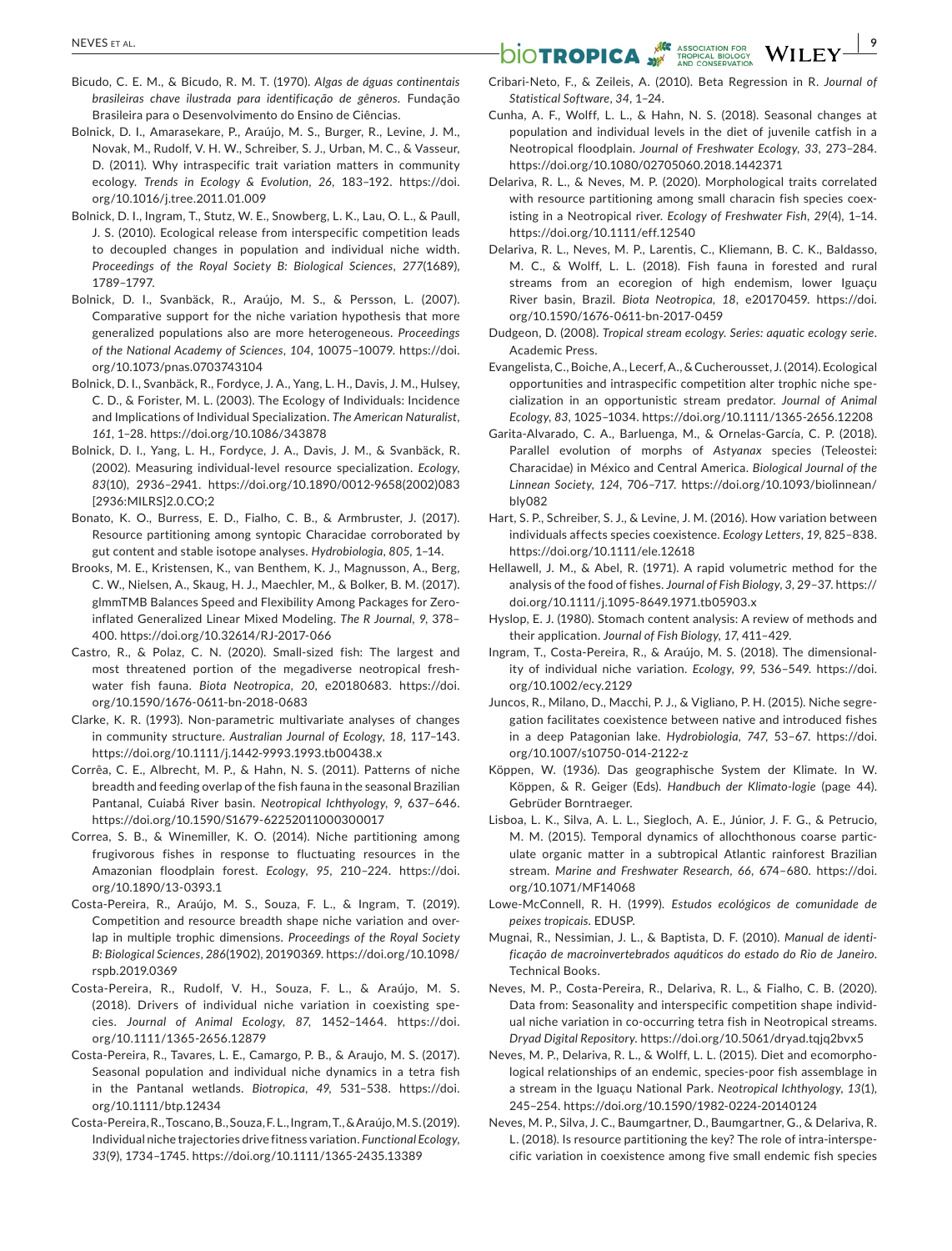Bicudo, C. E. M., & Bicudo, R. M. T. (1970). *Algas de águas continentais brasileiras chave ilustrada para identificação de gêneros*. Fundação Brasileira para o Desenvolvimento do Ensino de Ciências.

Bolnick, D. I., Amarasekare, P., Araújo, M. S., Burger, R., Levine, J. M., Novak, M., Rudolf, V. H. W., Schreiber, S. J., Urban, M. C., & Vasseur, D. (2011). Why intraspecific trait variation matters in community ecology. *Trends in Ecology & Evolution*, *26*, 183–192. https://doi.org/10.1016/j.tree.2011.01.009

Bolnick, D. I., Ingram, T., Stutz, W. E., Snowberg, L. K., Lau, O. L., & Paull, J. S. (2010). Ecological release from interspecific competition leads to decoupled changes in population and individual niche width. *Proceedings of the Royal Society B: Biological Sciences*, *277*(1689), 1789–1797.

Bolnick, D. I., Svanbäck, R., Araújo, M. S., & Persson, L. (2007). Comparative support for the niche variation hypothesis that more generalized populations also are more heterogeneous. *Proceedings of the National Academy of Sciences*, *104*, 10075–10079. https://doi.org/10.1073/pnas.0703743104

Bolnick, D. I., Svanbäck, R., Fordyce, J. A., Yang, L. H., Davis, J. M., Hulsey, C. D., & Forister, M. L. (2003). The Ecology of Individuals: Incidence and Implications of Individual Specialization. *The American Naturalist*, *161*, 1–28. https://doi.org/10.1086/343878

Bolnick, D. I., Yang, L. H., Fordyce, J. A., Davis, J. M., & Svanbäck, R. (2002). Measuring individual-level resource specialization. *Ecology*, *83*(10), 2936–2941. https://doi.org/10.1890/0012-9658(2002)083[2936:MILRS]2.0.CO;2

Bonato, K. O., Burress, E. D., Fialho, C. B., & Armbruster, J. (2017). Resource partitioning among syntopic Characidae corroborated by gut content and stable isotope analyses. *Hydrobiologia*, *805*, 1–14.

Brooks, M. E., Kristensen, K., van Benthem, K. J., Magnusson, A., Berg, C. W., Nielsen, A., Skaug, H. J., Maechler, M., & Bolker, B. M. (2017). glmmTMB Balances Speed and Flexibility Among Packages for Zero-inflated Generalized Linear Mixed Modeling. *The R Journal*, *9*, 378–400. https://doi.org/10.32614/RJ-2017-066

Castro, R., & Polaz, C. N. (2020). Small-sized fish: The largest and most threatened portion of the megadiverse neotropical freshwater fish fauna. *Biota Neotropica*, *20*, e20180683. https://doi.org/10.1590/1676-0611-bn-2018-0683

Clarke, K. R. (1993). Non-parametric multivariate analyses of changes in community structure. *Australian Journal of Ecology*, *18*, 117–143. https://doi.org/10.1111/j.1442-9993.1993.tb00438.x

Corrêa, C. E., Albrecht, M. P., & Hahn, N. S. (2011). Patterns of niche breadth and feeding overlap of the fish fauna in the seasonal Brazilian Pantanal, Cuiabá River basin. *Neotropical Ichthyology*, *9*, 637–646. https://doi.org/10.1590/S1679-62252011000300017

Correa, S. B., & Winemiller, K. O. (2014). Niche partitioning among frugivorous fishes in response to fluctuating resources in the Amazonian floodplain forest. *Ecology*, *95*, 210–224. https://doi.org/10.1890/13-0393.1

Costa-Pereira, R., Araújo, M. S., Souza, F. L., & Ingram, T. (2019). Competition and resource breadth shape niche variation and overlap in multiple trophic dimensions. *Proceedings of the Royal Society B: Biological Sciences*, *286*(1902), 20190369. https://doi.org/10.1098/rspb.2019.0369

Costa-Pereira, R., Rudolf, V. H., Souza, F. L., & Araújo, M. S. (2018). Drivers of individual niche variation in coexisting species. *Journal of Animal Ecology*, *87*, 1452–1464. https://doi.org/10.1111/1365-2656.12879

Costa-Pereira, R., Tavares, L. E., Camargo, P. B., & Araujo, M. S. (2017). Seasonal population and individual niche dynamics in a tetra fish in the Pantanal wetlands. *Biotropica*, *49*, 531–538. https://doi.org/10.1111/btp.12434

Costa-Pereira, R., Toscano, B., Souza, F. L., Ingram, T., & Araújo, M. S. (2019). Individual niche trajectories drive fitness variation. *Functional Ecology*, *33*(9), 1734–1745. https://doi.org/10.1111/1365-2435.13389

Cribari-Neto, F., & Zeileis, A. (2010). Beta Regression in R. *Journal of Statistical Software*, *34*, 1–24.

Cunha, A. F., Wolff, L. L., & Hahn, N. S. (2018). Seasonal changes at population and individual levels in the diet of juvenile catfish in a Neotropical floodplain. *Journal of Freshwater Ecology*, *33*, 273–284. https://doi.org/10.1080/02705060.2018.1442371

Delariva, R. L., & Neves, M. P. (2020). Morphological traits correlated with resource partitioning among small characin fish species coexisting in a Neotropical river. *Ecology of Freshwater Fish*, *29*(4), 1–14. https://doi.org/10.1111/eff.12540

Delariva, R. L., Neves, M. P., Larentis, C., Kliemann, B. C. K., Baldasso, M. C., & Wolff, L. L. (2018). Fish fauna in forested and rural streams from an ecoregion of high endemism, lower Iguaçu River basin, Brazil. *Biota Neotropica*, *18*, e20170459. https://doi.org/10.1590/1676-0611-bn-2017-0459

Dudgeon, D. (2008). *Tropical stream ecology. Series: aquatic ecology serie*. Academic Press.

Evangelista, C., Boiche, A., Lecerf, A., & Cucherousset, J. (2014). Ecological opportunities and intraspecific competition alter trophic niche specialization in an opportunistic stream predator. *Journal of Animal Ecology*, *83*, 1025–1034. https://doi.org/10.1111/1365-2656.12208

Garita-Alvarado, C. A., Barluenga, M., & Ornelas-García, C. P. (2018). Parallel evolution of morphs of *Astyanax* species (Teleostei: Characidae) in México and Central America. *Biological Journal of the Linnean Society*, *124*, 706–717. https://doi.org/10.1093/biolinnean/bly082

Hart, S. P., Schreiber, S. J., & Levine, J. M. (2016). How variation between individuals affects species coexistence. *Ecology Letters*, *19*, 825–838. https://doi.org/10.1111/ele.12618

Hellawell, J. M., & Abel, R. (1971). A rapid volumetric method for the analysis of the food of fishes. *Journal of Fish Biology*, *3*, 29–37. https://doi.org/10.1111/j.1095-8649.1971.tb05903.x

Hyslop, E. J. (1980). Stomach content analysis: A review of methods and their application. *Journal of Fish Biology*, *17*, 411–429.

Ingram, T., Costa-Pereira, R., & Araújo, M. S. (2018). The dimensionality of individual niche variation. *Ecology*, *99*, 536–549. https://doi.org/10.1002/ecy.2129

Juncos, R., Milano, D., Macchi, P. J., & Vigliano, P. H. (2015). Niche segregation facilitates coexistence between native and introduced fishes in a deep Patagonian lake. *Hydrobiologia*, *747*, 53–67. https://doi.org/10.1007/s10750-014-2122-z

Köppen, W. (1936). Das geographische System der Klimate. In W. Köppen, & R. Geiger (Eds). *Handbuch der Klimato-logie* (page 44). Gebrüder Borntraeger.

Lisboa, L. K., Silva, A. L. L., Siegloch, A. E., Júnior, J. F. G., & Petrucio, M. M. (2015). Temporal dynamics of allochthonous coarse particulate organic matter in a subtropical Atlantic rainforest Brazilian stream. *Marine and Freshwater Research*, *66*, 674–680. https://doi.org/10.1071/MF14068

Lowe-McConnell, R. H. (1999). *Estudos ecológicos de comunidade de peixes tropicais*. EDUSP.

Mugnai, R., Nessimian, J. L., & Baptista, D. F. (2010). *Manual de identificação de macroinvertebrados aquáticos do estado do Rio de Janeiro*. Technical Books.

Neves, M. P., Costa-Pereira, R., Delariva, R. L., & Fialho, C. B. (2020). Data from: Seasonality and interspecific competition shape individual niche variation in co-occurring tetra fish in Neotropical streams. *Dryad Digital Repository*. https://doi.org/10.5061/dryad.tqjq2bvx5

Neves, M. P., Delariva, R. L., & Wolff, L. L. (2015). Diet and ecomorphological relationships of an endemic, species-poor fish assemblage in a stream in the Iguaçu National Park. *Neotropical Ichthyology*, *13*(1), 245–254. https://doi.org/10.1590/1982-0224-20140124

Neves, M. P., Silva, J. C., Baumgartner, D., Baumgartner, G., & Delariva, R. L. (2018). Is resource partitioning the key? The role of intra-interspecific variation in coexistence among five small endemic fish species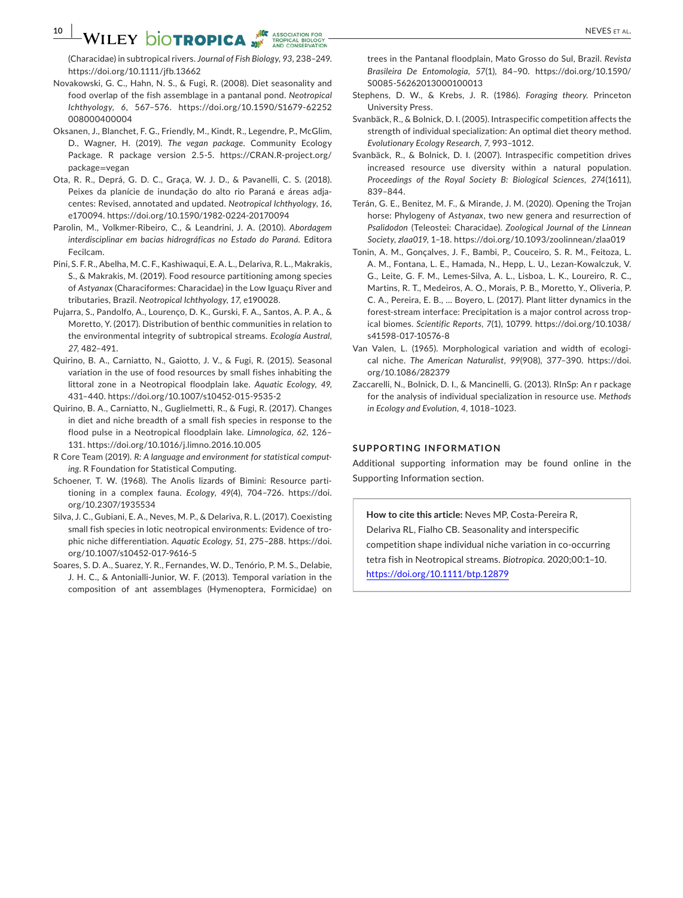(Characidae) in subtropical rivers. *Journal of Fish Biology*, *93*, 238–249. https://doi.org/10.1111/jfb.13662

Novakowski, G. C., Hahn, N. S., & Fugi, R. (2008). Diet seasonality and food overlap of the fish assemblage in a pantanal pond. *Neotropical Ichthyology*, *6*, 567–576. https://doi.org/10.1590/S1679-62252008000400004

Oksanen, J., Blanchet, F. G., Friendly, M., Kindt, R., Legendre, P., McGlim, D., Wagner, H. (2019). *The vegan package*. Community Ecology Package. R package version 2.5-5. https://CRAN.R-project.org/package=vegan

Ota, R. R., Deprá, G. D. C., Graça, W. J. D., & Pavanelli, C. S. (2018). Peixes da planície de inundação do alto rio Paraná e áreas adjacentes: Revised, annotated and updated. *Neotropical Ichthyology*, *16*, e170094. https://doi.org/10.1590/1982-0224-20170094

Parolin, M., Volkmer-Ribeiro, C., & Leandrini, J. A. (2010). *Abordagem interdisciplinar em bacias hidrográficas no Estado do Paraná*. Editora Fecilcam.

Pini, S. F. R., Abelha, M. C. F., Kashiwaqui, E. A. L., Delariva, R. L., Makrakis, S., & Makrakis, M. (2019). Food resource partitioning among species of *Astyanax* (Characiformes: Characidae) in the Low Iguaçu River and tributaries, Brazil. *Neotropical Ichthyology*, *17*, e190028.

Pujarra, S., Pandolfo, A., Lourenço, D. K., Gurski, F. A., Santos, A. P. A., & Moretto, Y. (2017). Distribution of benthic communities in relation to the environmental integrity of subtropical streams. *Ecología Austral*, *27*, 482–491.

Quirino, B. A., Carniatto, N., Gaiotto, J. V., & Fugi, R. (2015). Seasonal variation in the use of food resources by small fishes inhabiting the littoral zone in a Neotropical floodplain lake. *Aquatic Ecology*, *49*, 431–440. https://doi.org/10.1007/s10452-015-9535-2

Quirino, B. A., Carniatto, N., Guglielmetti, R., & Fugi, R. (2017). Changes in diet and niche breadth of a small fish species in response to the flood pulse in a Neotropical floodplain lake. *Limnologica*, *62*, 126–131. https://doi.org/10.1016/j.limno.2016.10.005

R Core Team (2019). *R: A language and environment for statistical computing*. R Foundation for Statistical Computing.

Schoener, T. W. (1968). The Anolis lizards of Bimini: Resource partitioning in a complex fauna. *Ecology*, *49*(4), 704–726. https://doi.org/10.2307/1935534

Silva, J. C., Gubiani, E. A., Neves, M. P., & Delariva, R. L. (2017). Coexisting small fish species in lotic neotropical environments: Evidence of trophic niche differentiation. *Aquatic Ecology*, *51*, 275–288. https://doi.org/10.1007/s10452-017-9616-5

Soares, S. D. A., Suarez, Y. R., Fernandes, W. D., Tenório, P. M. S., Delabie, J. H. C., & Antonialli-Junior, W. F. (2013). Temporal variation in the composition of ant assemblages (Hymenoptera, Formicidae) on trees in the Pantanal floodplain, Mato Grosso do Sul, Brazil. *Revista Brasileira De Entomologia*, *57*(1), 84–90. https://doi.org/10.1590/S0085-56262013000100013

Stephens, D. W., & Krebs, J. R. (1986). *Foraging theory*. Princeton University Press.

Svanbäck, R., & Bolnick, D. I. (2005). Intraspecific competition affects the strength of individual specialization: An optimal diet theory method. *Evolutionary Ecology Research*, *7*, 993–1012.

Svanbäck, R., & Bolnick, D. I. (2007). Intraspecific competition drives increased resource use diversity within a natural population. *Proceedings of the Royal Society B: Biological Sciences*, *274*(1611), 839–844.

Terán, G. E., Benitez, M. F., & Mirande, J. M. (2020). Opening the Trojan horse: Phylogeny of *Astyanax*, two new genera and resurrection of *Psalidodon* (Teleostei: Characidae). *Zoological Journal of the Linnean Society*, *zlaa019*, 1–18. https://doi.org/10.1093/zoolinnean/zlaa019

Tonin, A. M., Gonçalves, J. F., Bambi, P., Couceiro, S. R. M., Feitoza, L. A. M., Fontana, L. E., Hamada, N., Hepp, L. U., Lezan-Kowalczuk, V. G., Leite, G. F. M., Lemes-Silva, A. L., Lisboa, L. K., Loureiro, R. C., Martins, R. T., Medeiros, A. O., Morais, P. B., Moretto, Y., Oliveria, P. C. A., Pereira, E. B., … Boyero, L. (2017). Plant litter dynamics in the forest-stream interface: Precipitation is a major control across tropical biomes. *Scientific Reports*, *7*(1), 10799. https://doi.org/10.1038/s41598-017-10576-8

Van Valen, L. (1965). Morphological variation and width of ecological niche. *The American Naturalist*, *99*(908), 377–390. https://doi.org/10.1086/282379

Zaccarelli, N., Bolnick, D. I., & Mancinelli, G. (2013). RInSp: An r package for the analysis of individual specialization in resource use. *Methods in Ecology and Evolution*, *4*, 1018–1023.

## SUPPORTING INFORMATION

Additional supporting information may be found online in the Supporting Information section.

**How to cite this article:** Neves MP, Costa-Pereira R, Delariva RL, Fialho CB. Seasonality and interspecific competition shape individual niche variation in co-occurring tetra fish in Neotropical streams. *Biotropica*. 2020;00:1–10. https://doi.org/10.1111/btp.12879